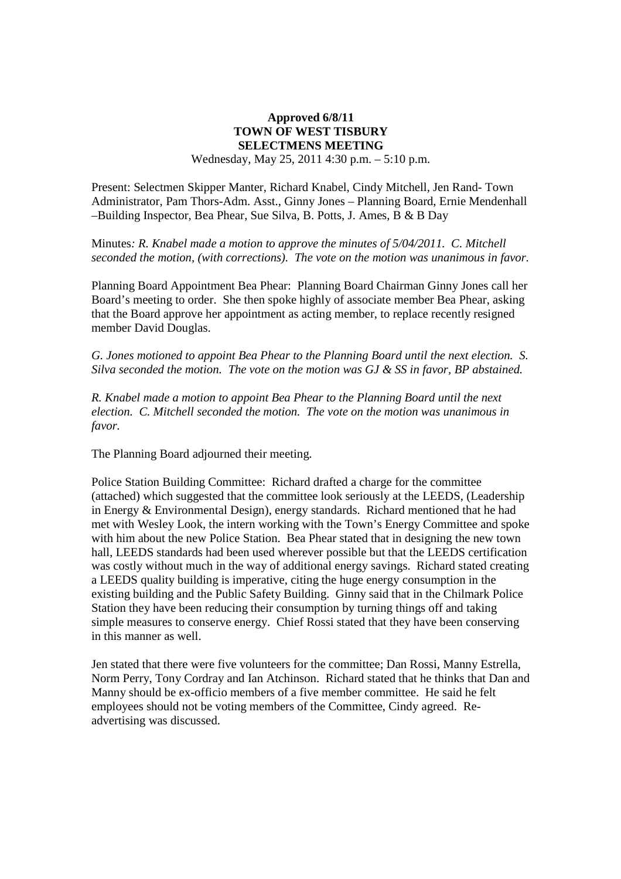**Approved 6/8/11**
**TOWN OF WEST TISBURY**
**SELECTMENS MEETING**
Wednesday, May 25, 2011 4:30 p.m. – 5:10 p.m.

Present: Selectmen Skipper Manter, Richard Knabel, Cindy Mitchell, Jen Rand- Town Administrator, Pam Thors-Adm. Asst., Ginny Jones – Planning Board, Ernie Mendenhall –Building Inspector, Bea Phear, Sue Silva, B. Potts, J. Ames, B & B Day

Minutes*: R. Knabel made a motion to approve the minutes of 5/04/2011. C. Mitchell seconded the motion, (with corrections). The vote on the motion was unanimous in favor.*

Planning Board Appointment Bea Phear: Planning Board Chairman Ginny Jones call her Board's meeting to order. She then spoke highly of associate member Bea Phear, asking that the Board approve her appointment as acting member, to replace recently resigned member David Douglas.

*G. Jones motioned to appoint Bea Phear to the Planning Board until the next election. S. Silva seconded the motion. The vote on the motion was GJ & SS in favor, BP abstained.*

*R. Knabel made a motion to appoint Bea Phear to the Planning Board until the next election. C. Mitchell seconded the motion. The vote on the motion was unanimous in favor.*

The Planning Board adjourned their meeting.

Police Station Building Committee: Richard drafted a charge for the committee (attached) which suggested that the committee look seriously at the LEEDS, (Leadership in Energy & Environmental Design), energy standards. Richard mentioned that he had met with Wesley Look, the intern working with the Town's Energy Committee and spoke with him about the new Police Station. Bea Phear stated that in designing the new town hall, LEEDS standards had been used wherever possible but that the LEEDS certification was costly without much in the way of additional energy savings. Richard stated creating a LEEDS quality building is imperative, citing the huge energy consumption in the existing building and the Public Safety Building. Ginny said that in the Chilmark Police Station they have been reducing their consumption by turning things off and taking simple measures to conserve energy. Chief Rossi stated that they have been conserving in this manner as well.

Jen stated that there were five volunteers for the committee; Dan Rossi, Manny Estrella, Norm Perry, Tony Cordray and Ian Atchinson. Richard stated that he thinks that Dan and Manny should be ex-officio members of a five member committee. He said he felt employees should not be voting members of the Committee, Cindy agreed. Re-advertising was discussed.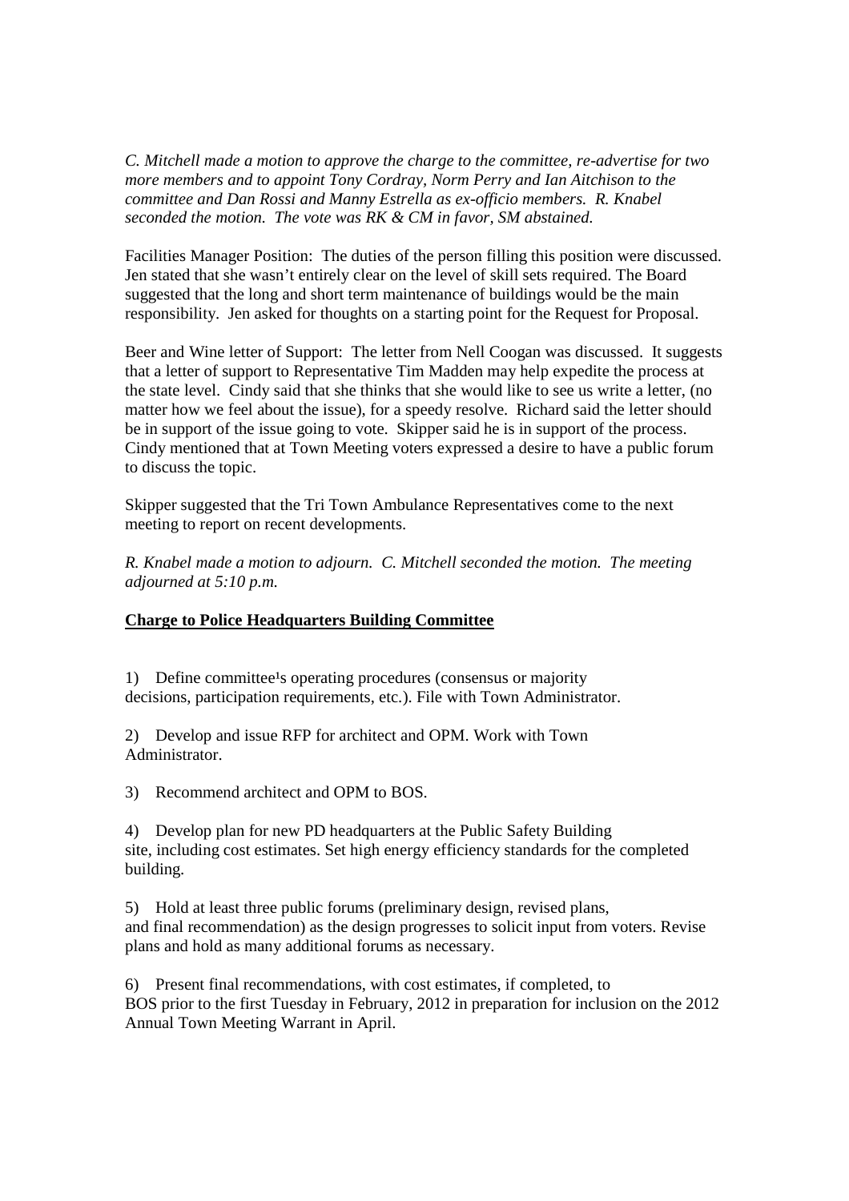*C. Mitchell made a motion to approve the charge to the committee, re-advertise for two more members and to appoint Tony Cordray, Norm Perry and Ian Aitchison to the committee and Dan Rossi and Manny Estrella as ex-officio members. R. Knabel seconded the motion. The vote was RK & CM in favor, SM abstained.*

Facilities Manager Position: The duties of the person filling this position were discussed. Jen stated that she wasn't entirely clear on the level of skill sets required. The Board suggested that the long and short term maintenance of buildings would be the main responsibility. Jen asked for thoughts on a starting point for the Request for Proposal.

Beer and Wine letter of Support: The letter from Nell Coogan was discussed. It suggests that a letter of support to Representative Tim Madden may help expedite the process at the state level. Cindy said that she thinks that she would like to see us write a letter, (no matter how we feel about the issue), for a speedy resolve. Richard said the letter should be in support of the issue going to vote. Skipper said he is in support of the process. Cindy mentioned that at Town Meeting voters expressed a desire to have a public forum to discuss the topic.

Skipper suggested that the Tri Town Ambulance Representatives come to the next meeting to report on recent developments.

*R. Knabel made a motion to adjourn. C. Mitchell seconded the motion. The meeting adjourned at 5:10 p.m.*

**Charge to Police Headquarters Building Committee**

1) Define committee¹s operating procedures (consensus or majority decisions, participation requirements, etc.). File with Town Administrator.

2) Develop and issue RFP for architect and OPM. Work with Town Administrator.

3) Recommend architect and OPM to BOS.

4) Develop plan for new PD headquarters at the Public Safety Building site, including cost estimates. Set high energy efficiency standards for the completed building.

5) Hold at least three public forums (preliminary design, revised plans, and final recommendation) as the design progresses to solicit input from voters. Revise plans and hold as many additional forums as necessary.

6) Present final recommendations, with cost estimates, if completed, to BOS prior to the first Tuesday in February, 2012 in preparation for inclusion on the 2012 Annual Town Meeting Warrant in April.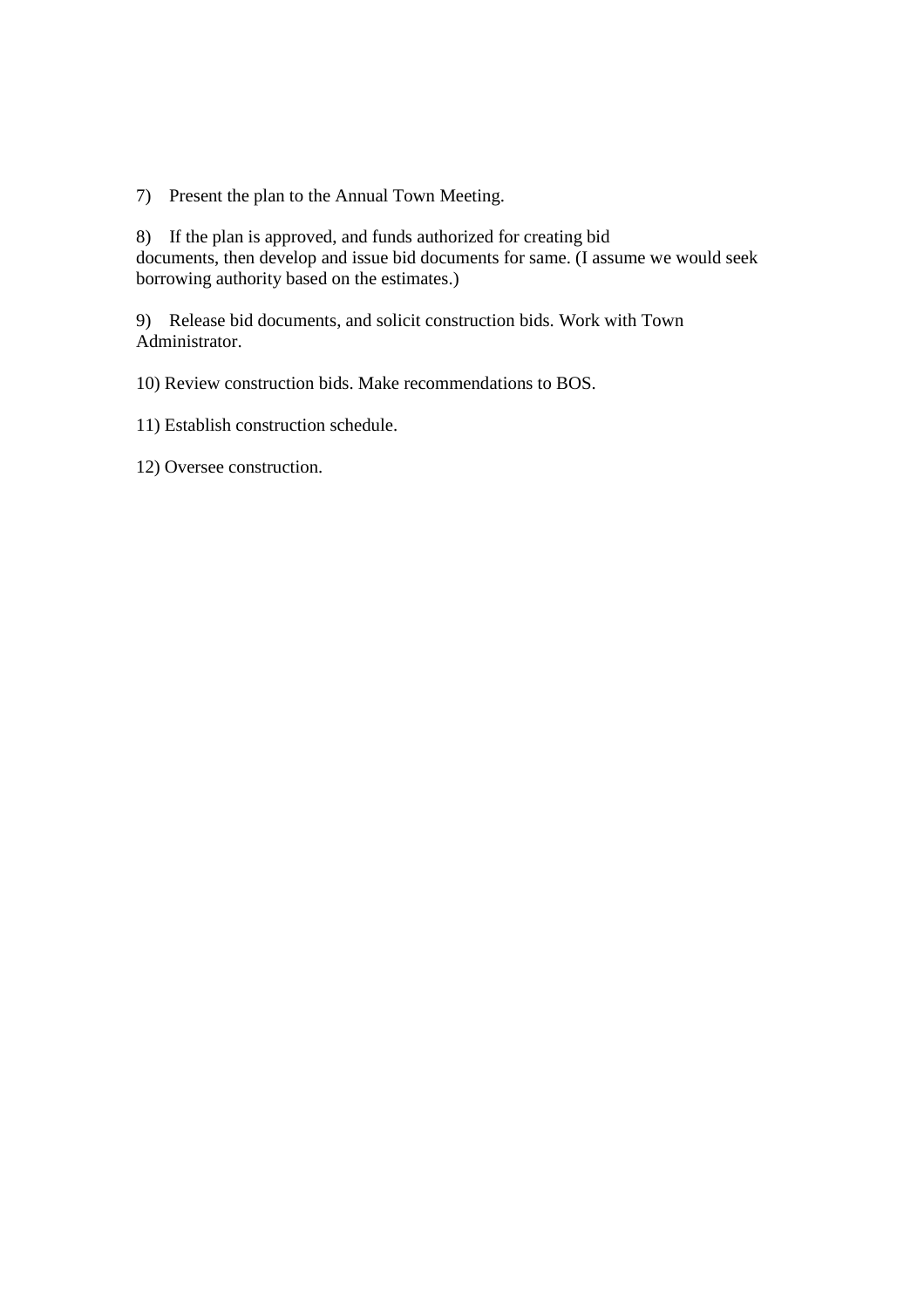7) Present the plan to the Annual Town Meeting.

8) If the plan is approved, and funds authorized for creating bid documents, then develop and issue bid documents for same. (I assume we would seek borrowing authority based on the estimates.)

9) Release bid documents, and solicit construction bids. Work with Town Administrator.

10) Review construction bids. Make recommendations to BOS.

11) Establish construction schedule.

12) Oversee construction.